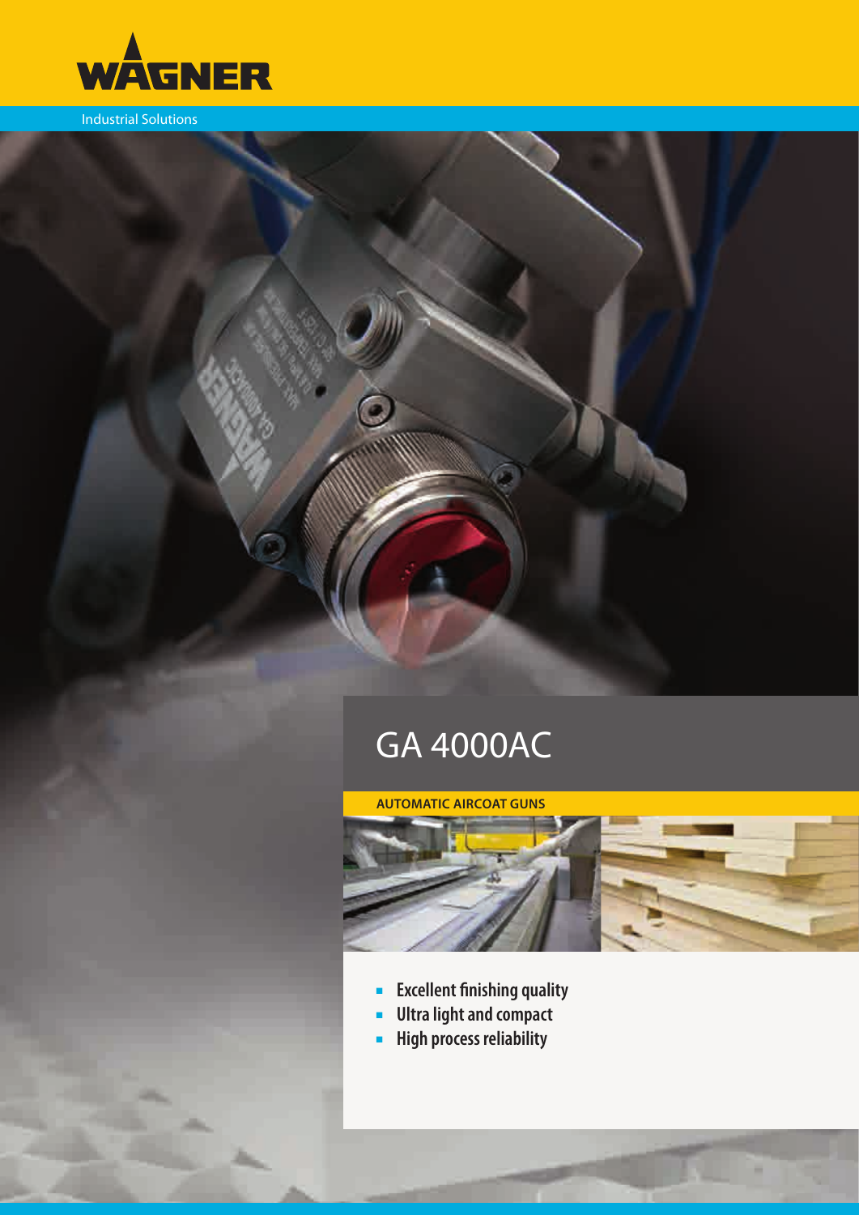WAGNER

Industrial Solutions

# GA 4000AC

**AUTOMATIC AIRCOAT GUNS**

- **Excellent finishing quality**
- **Ultra light and compact**
- **High process reliability**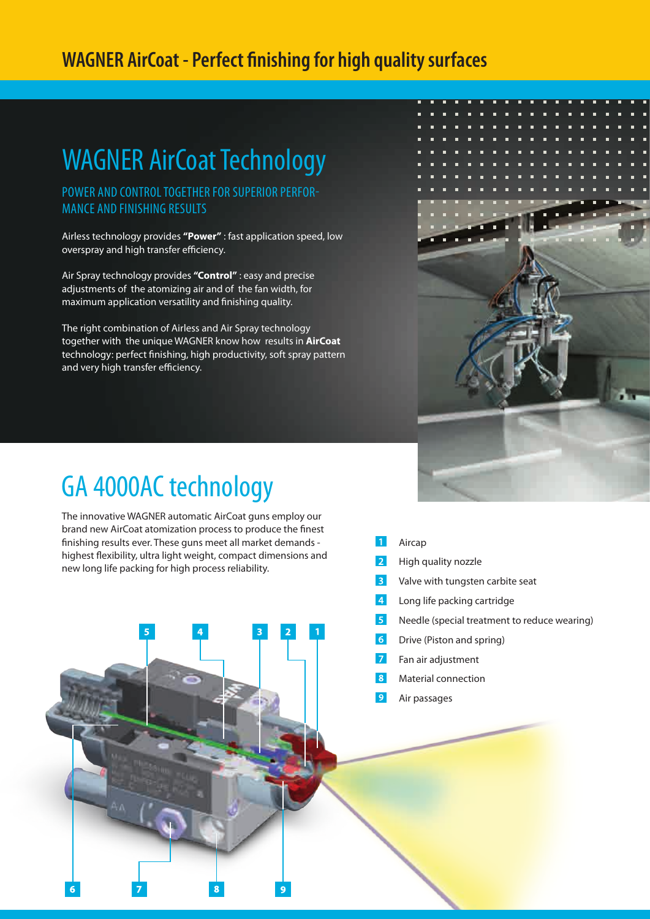# WAGNER AirCoat - Perfect finishing for high quality surfaces

## WAGNER AirCoat Technology

### POWER AND CONTROL TOGETHER FOR SUPERIOR PERFORMANCE AND FINISHING RESULTS

Airless technology provides **"Power"** : fast application speed, low overspray and high transfer efficiency.

Air Spray technology provides **"Control"** : easy and precise adjustments of the atomizing air and of the fan width, for maximum application versatility and finishing quality.

The right combination of Airless and Air Spray technology together with the unique WAGNER know how results in **AirCoat** technology: perfect finishing, high productivity, soft spray pattern and very high transfer efficiency.

## GA 4000AC technology

The innovative WAGNER automatic AirCoat guns employ our brand new AirCoat atomization process to produce the finest finishing results ever. These guns meet all market demands - highest flexibility, ultra light weight, compact dimensions and new long life packing for high process reliability.

1. Aircap
2. High quality nozzle
3. Valve with tungsten carbite seat
4. Long life packing cartridge
5. Needle (special treatment to reduce wearing)
6. Drive (Piston and spring)
7. Fan air adjustment
8. Material connection
9. Air passages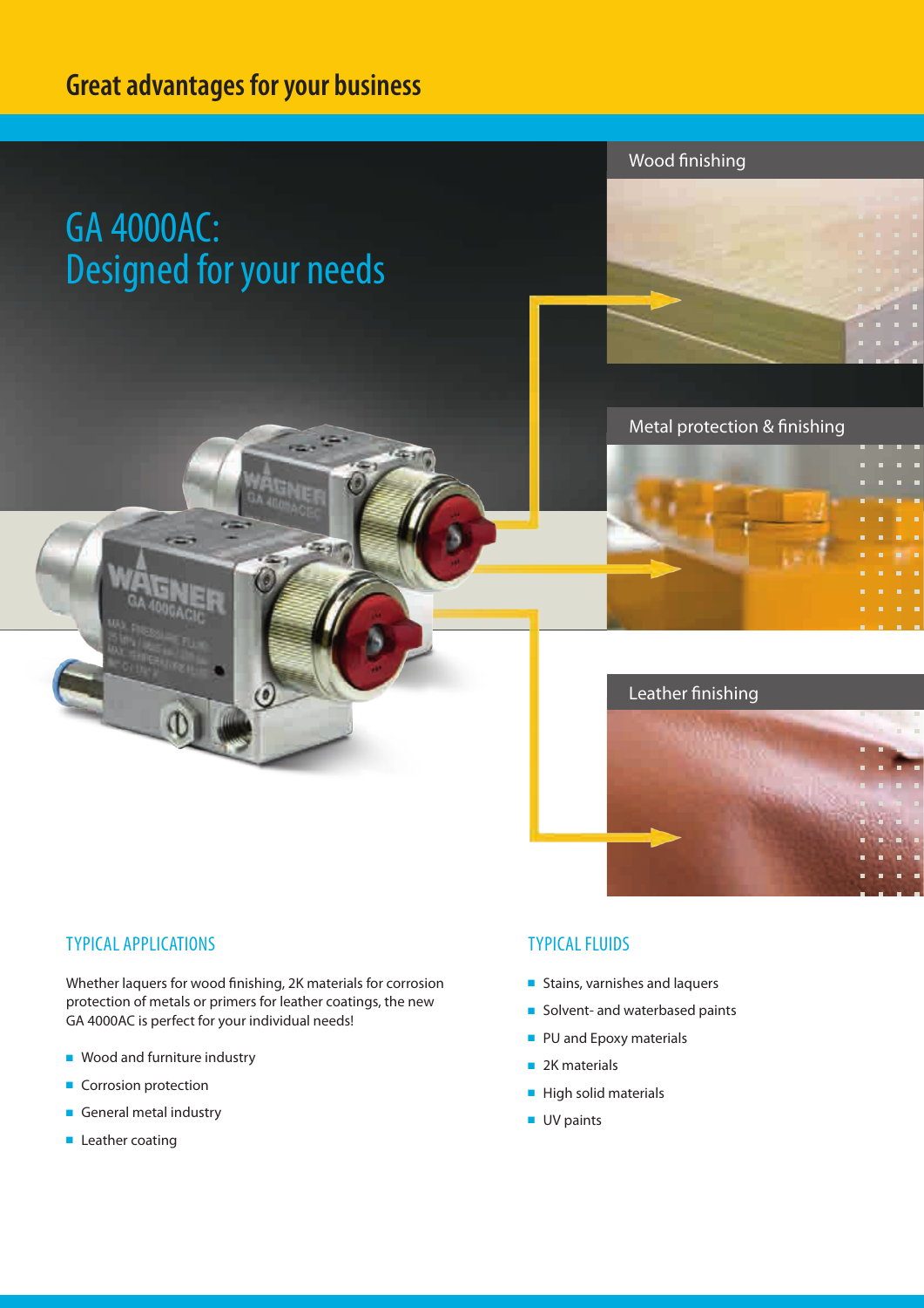# Great advantages for your business

## GA 4000AC: Designed for your needs

Wood finishing

Metal protection & finishing

Leather finishing

### TYPICAL APPLICATIONS

Whether laquers for wood finishing, 2K materials for corrosion protection of metals or primers for leather coatings, the new GA 4000AC is perfect for your individual needs!

- Wood and furniture industry
- Corrosion protection
- General metal industry
- Leather coating

### TYPICAL FLUIDS

- Stains, varnishes and laquers
- Solvent- and waterbased paints
- PU and Epoxy materials
- 2K materials
- High solid materials
- UV paints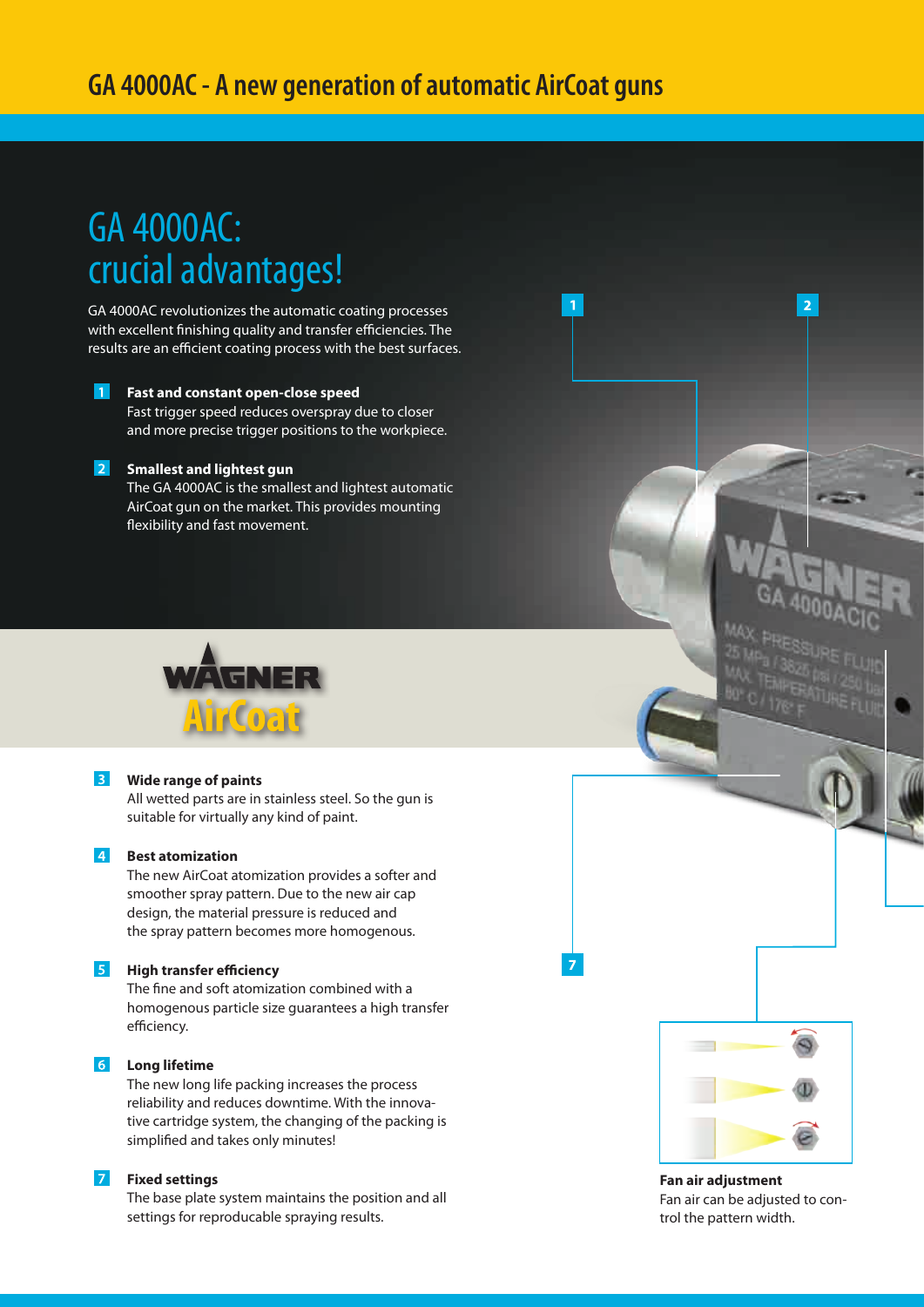## GA 4000AC - A new generation of automatic AirCoat guns

# GA 4000AC: crucial advantages!

GA 4000AC revolutionizes the automatic coating processes with excellent finishing quality and transfer efficiencies. The results are an efficient coating process with the best surfaces.

**1 Fast and constant open-close speed**
Fast trigger speed reduces overspray due to closer and more precise trigger positions to the workpiece.

**2 Smallest and lightest gun**
The GA 4000AC is the smallest and lightest automatic AirCoat gun on the market. This provides mounting flexibility and fast movement.

**3 Wide range of paints**
All wetted parts are in stainless steel. So the gun is suitable for virtually any kind of paint.

**4 Best atomization**
The new AirCoat atomization provides a softer and smoother spray pattern. Due to the new air cap design, the material pressure is reduced and the spray pattern becomes more homogenous.

**5 High transfer efficiency**
The fine and soft atomization combined with a homogenous particle size guarantees a high transfer efficiency.

**6 Long lifetime**
The new long life packing increases the process reliability and reduces downtime. With the innovative cartridge system, the changing of the packing is simplified and takes only minutes!

**7 Fixed settings**
The base plate system maintains the position and all settings for reproducable spraying results.

**Fan air adjustment**
Fan air can be adjusted to control the pattern width.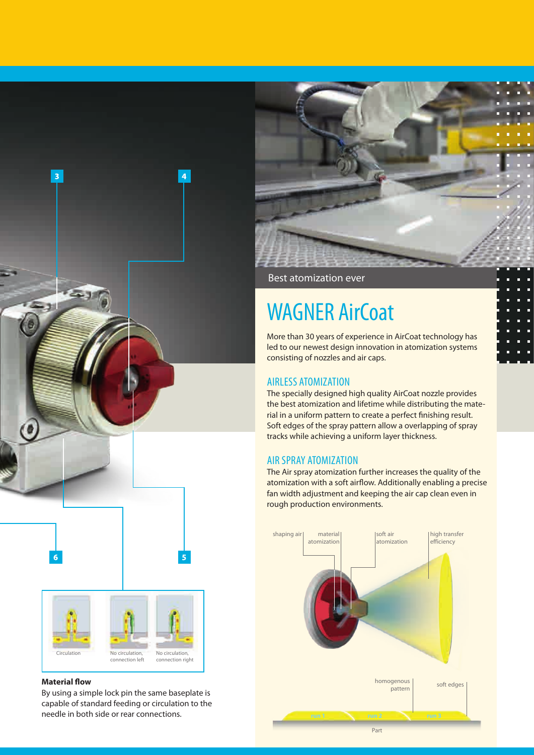3

4

6

5

Circulation

No circulation, connection left

No circulation, connection right

**Material flow**

By using a simple lock pin the same baseplate is capable of standard feeding or circulation to the needle in both side or rear connections.

Best atomization ever

# WAGNER AirCoat

More than 30 years of experience in AirCoat technology has led to our newest design innovation in atomization systems consisting of nozzles and air caps.

## AIRLESS ATOMIZATION

The specially designed high quality AirCoat nozzle provides the best atomization and lifetime while distributing the material in a uniform pattern to create a perfect finishing result. Soft edges of the spray pattern allow a overlapping of spray tracks while achieving a uniform layer thickness.

## AIR SPRAY ATOMIZATION

The Air spray atomization further increases the quality of the atomization with a soft airflow. Additionally enabling a precise fan width adjustment and keeping the air cap clean even in rough production environments.

shaping air | material atomization | soft air atomization | high transfer efficiency

homogenous pattern | soft edges

run 1 | run 2 | run 3

Part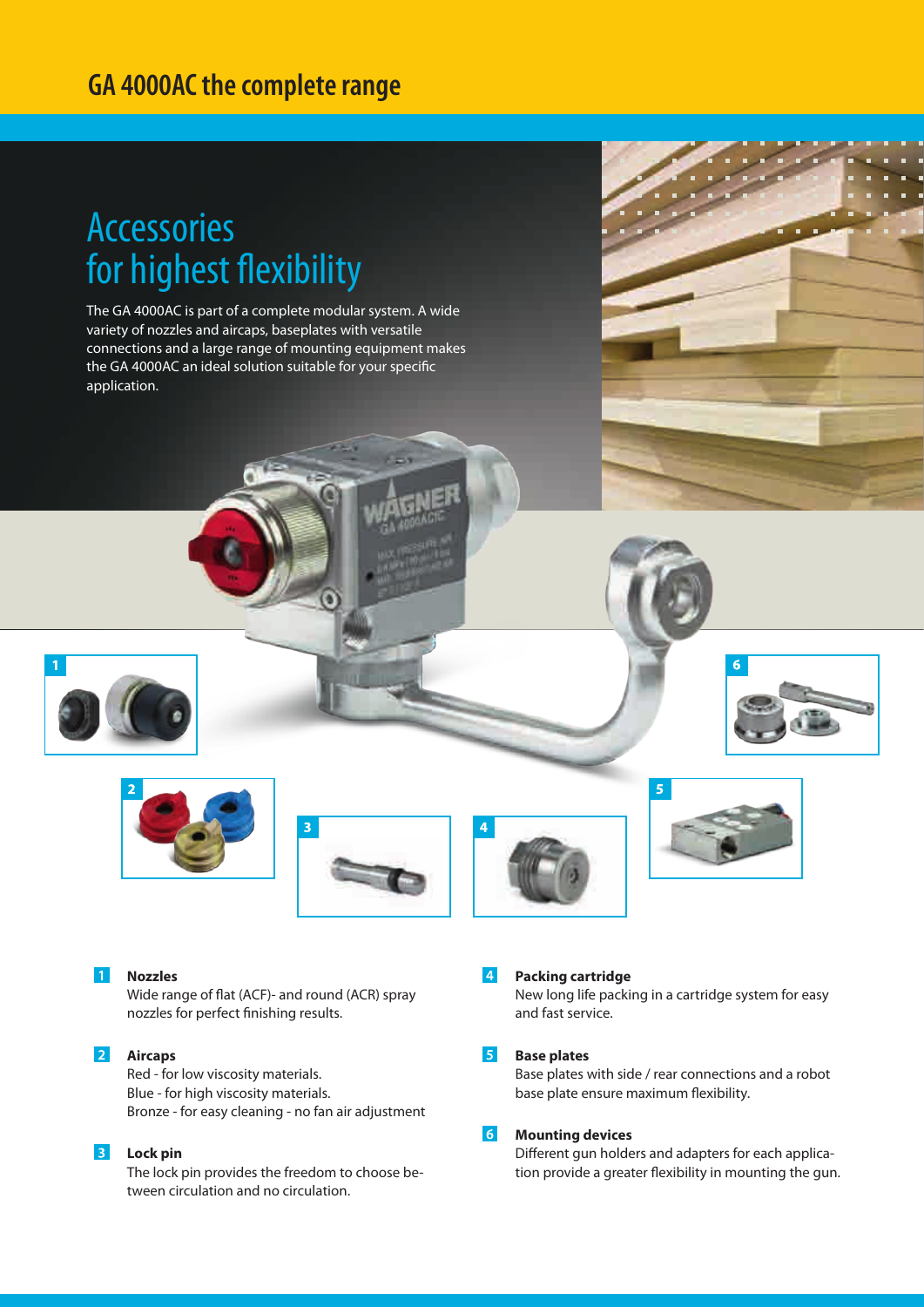# GA 4000AC the complete range

## Accessories for highest flexibility

The GA 4000AC is part of a complete modular system. A wide variety of nozzles and aircaps, baseplates with versatile connections and a large range of mounting equipment makes the GA 4000AC an ideal solution suitable for your specific application.

**1 Nozzles**
Wide range of flat (ACF)- and round (ACR) spray nozzles for perfect finishing results.

**2 Aircaps**
Red - for low viscosity materials.
Blue - for high viscosity materials.
Bronze - for easy cleaning - no fan air adjustment

**3 Lock pin**
The lock pin provides the freedom to choose between circulation and no circulation.

**4 Packing cartridge**
New long life packing in a cartridge system for easy and fast service.

**5 Base plates**
Base plates with side / rear connections and a robot base plate ensure maximum flexibility.

**6 Mounting devices**
Different gun holders and adapters for each application provide a greater flexibility in mounting the gun.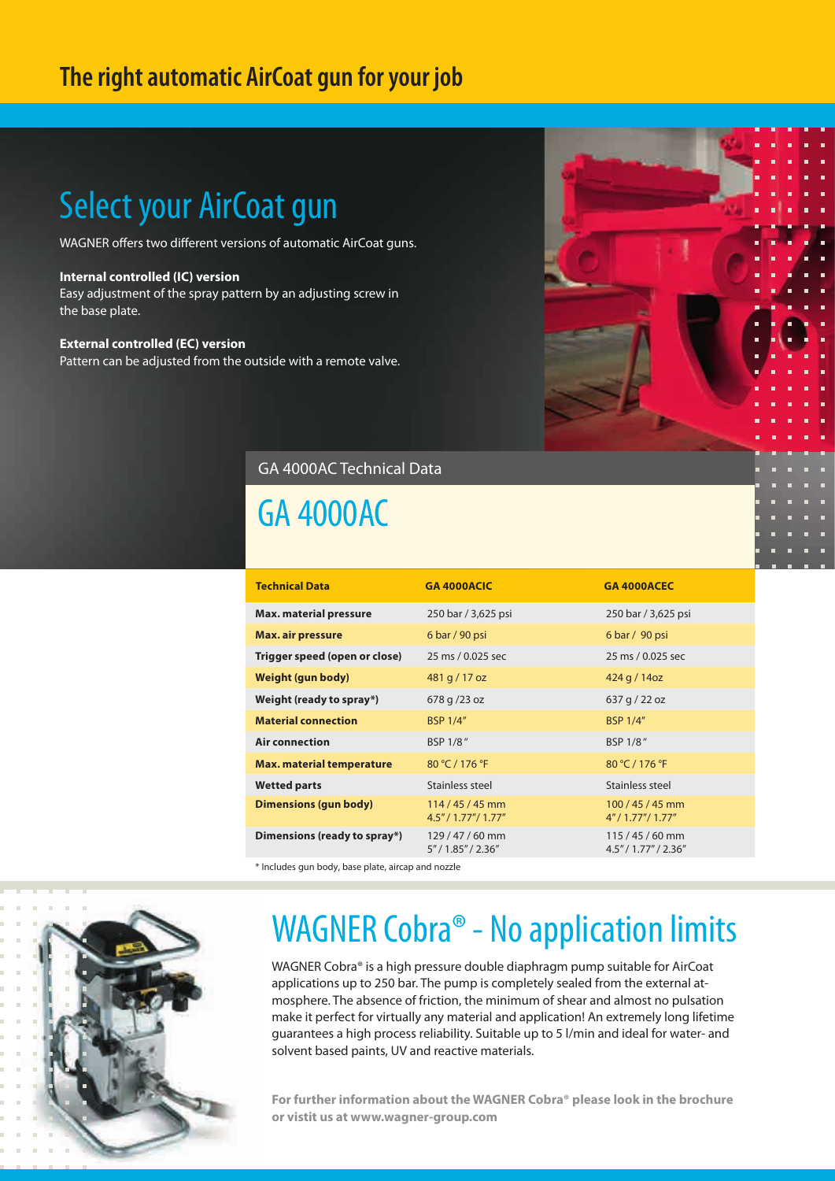## The right automatic AirCoat gun for your job

# Select your AirCoat gun

WAGNER offers two different versions of automatic AirCoat guns.

**Internal controlled (IC) version**
Easy adjustment of the spray pattern by an adjusting screw in the base plate.

**External controlled (EC) version**
Pattern can be adjusted from the outside with a remote valve.

GA 4000AC Technical Data

# GA 4000AC

| Technical Data | GA 4000ACIC | GA 4000ACEC |
|---|---|---|
| Max. material pressure | 250 bar / 3,625 psi | 250 bar / 3,625 psi |
| Max. air pressure | 6 bar / 90 psi | 6 bar / 90 psi |
| Trigger speed (open or close) | 25 ms / 0.025 sec | 25 ms / 0.025 sec |
| Weight (gun body) | 481 g / 17 oz | 424 g / 14oz |
| Weight (ready to spray*) | 678 g /23 oz | 637 g / 22 oz |
| Material connection | BSP 1/4" | BSP 1/4" |
| Air connection | BSP 1/8" | BSP 1/8" |
| Max. material temperature | 80 °C / 176 °F | 80 °C / 176 °F |
| Wetted parts | Stainless steel | Stainless steel |
| Dimensions (gun body) | 114 / 45 / 45 mm 4.5" / 1.77"/ 1.77" | 100 / 45 / 45 mm 4" / 1.77"/ 1.77" |
| Dimensions (ready to spray*) | 129 / 47 / 60 mm 5" / 1.85" / 2.36" | 115 / 45 / 60 mm 4.5" / 1.77" / 2.36" |

* Includes gun body, base plate, aircap and nozzle

# WAGNER Cobra® - No application limits

WAGNER Cobra® is a high pressure double diaphragm pump suitable for AirCoat applications up to 250 bar. The pump is completely sealed from the external atmosphere. The absence of friction, the minimum of shear and almost no pulsation make it perfect for virtually any material and application! An extremely long lifetime guarantees a high process reliability. Suitable up to 5 l/min and ideal for water- and solvent based paints, UV and reactive materials.

**For further information about the WAGNER Cobra® please look in the brochure or visit us at www.wagner-group.com**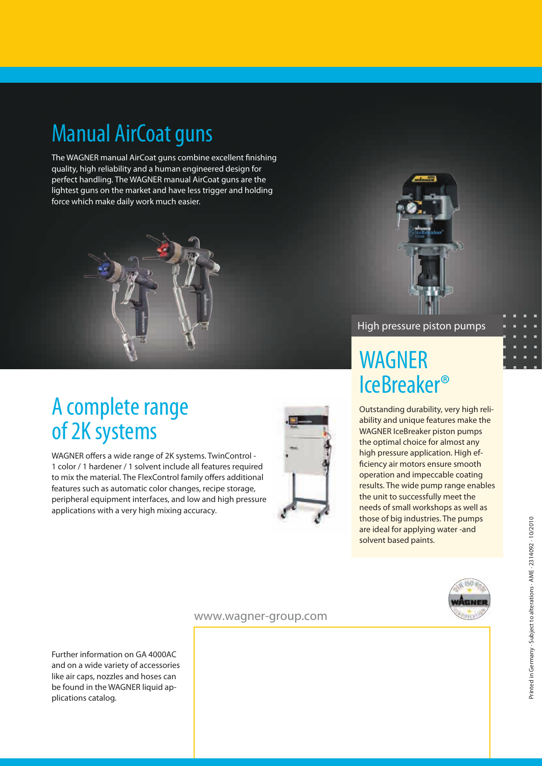# Manual AirCoat guns

The WAGNER manual AirCoat guns combine excellent finishing quality, high reliability and a human engineered design for perfect handling. The WAGNER manual AirCoat guns are the lightest guns on the market and have less trigger and holding force which make daily work much easier.

High pressure piston pumps

# WAGNER IceBreaker®

Outstanding durability, very high reliability and unique features make the WAGNER IceBreaker piston pumps the optimal choice for almost any high pressure application. High efficiency air motors ensure smooth operation and impeccable coating results. The wide pump range enables the unit to successfully meet the needs of small workshops as well as those of big industries. The pumps are ideal for applying water -and solvent based paints.

# A complete range of 2K systems

WAGNER offers a wide range of 2K systems. TwinControl - 1 color / 1 hardener / 1 solvent include all features required to mix the material. The FlexControl family offers additional features such as automatic color changes, recipe storage, peripheral equipment interfaces, and low and high pressure applications with a very high mixing accuracy.

www.wagner-group.com

Further information on GA 4000AC and on a wide variety of accessories like air caps, nozzles and hoses can be found in the WAGNER liquid applications catalog.

Printed in Germany · Subject to alterations · AME · 2314092 · 10/2010